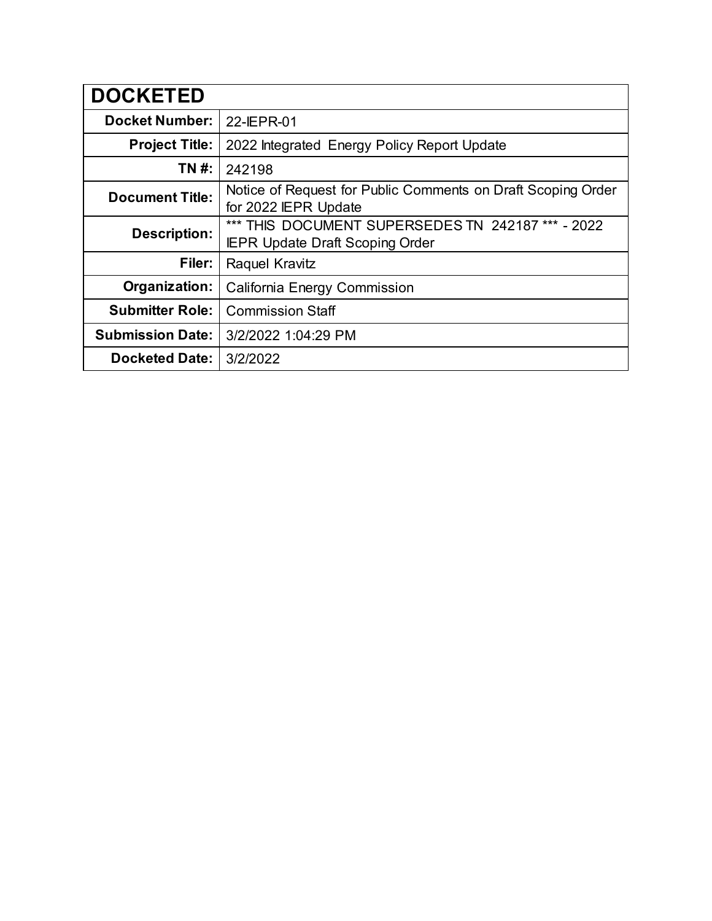| DOCKETED | |
|---|---|
| **Docket Number:** | 22-IEPR-01 |
| **Project Title:** | 2022 Integrated Energy Policy Report Update |
| **TN #:** | 242198 |
| **Document Title:** | Notice of Request for Public Comments on Draft Scoping Order for 2022 IEPR Update |
| **Description:** | *** THIS DOCUMENT SUPERSEDES TN 242187 *** - 2022 IEPR Update Draft Scoping Order |
| **Filer:** | Raquel Kravitz |
| **Organization:** | California Energy Commission |
| **Submitter Role:** | Commission Staff |
| **Submission Date:** | 3/2/2022 1:04:29 PM |
| **Docketed Date:** | 3/2/2022 |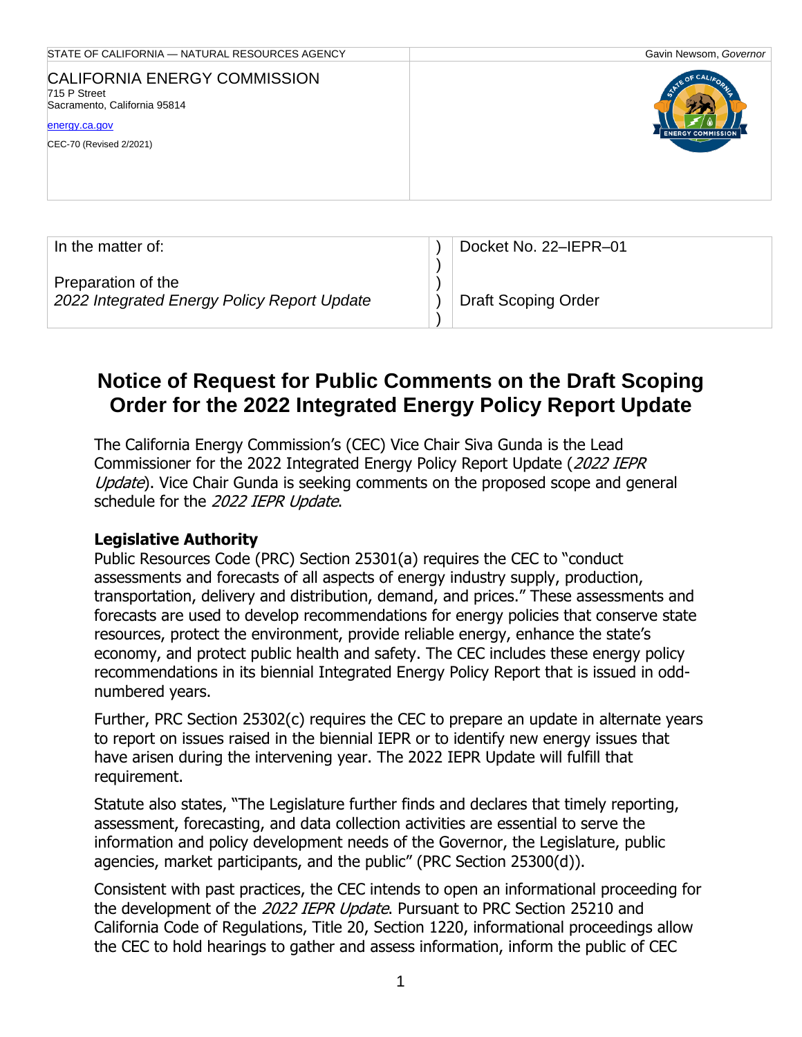STATE OF CALIFORNIA — NATURAL RESOURCES AGENCY | Gavin Newsom, *Governor*

CALIFORNIA ENERGY COMMISSION
715 P Street
Sacramento, California 95814

energy.ca.gov

CEC-70 (Revised 2/2021)

| In the matter of: | ) | Docket No. 22–IEPR–01 |
|---|---|---|
| Preparation of the *2022 Integrated Energy Policy Report Update* | ) | Draft Scoping Order |

# Notice of Request for Public Comments on the Draft Scoping Order for the 2022 Integrated Energy Policy Report Update

The California Energy Commission's (CEC) Vice Chair Siva Gunda is the Lead Commissioner for the 2022 Integrated Energy Policy Report Update (*2022 IEPR Update*). Vice Chair Gunda is seeking comments on the proposed scope and general schedule for the *2022 IEPR Update*.

**Legislative Authority**

Public Resources Code (PRC) Section 25301(a) requires the CEC to "conduct assessments and forecasts of all aspects of energy industry supply, production, transportation, delivery and distribution, demand, and prices." These assessments and forecasts are used to develop recommendations for energy policies that conserve state resources, protect the environment, provide reliable energy, enhance the state's economy, and protect public health and safety. The CEC includes these energy policy recommendations in its biennial Integrated Energy Policy Report that is issued in odd-numbered years.

Further, PRC Section 25302(c) requires the CEC to prepare an update in alternate years to report on issues raised in the biennial IEPR or to identify new energy issues that have arisen during the intervening year. The 2022 IEPR Update will fulfill that requirement.

Statute also states, "The Legislature further finds and declares that timely reporting, assessment, forecasting, and data collection activities are essential to serve the information and policy development needs of the Governor, the Legislature, public agencies, market participants, and the public" (PRC Section 25300(d)).

Consistent with past practices, the CEC intends to open an informational proceeding for the development of the *2022 IEPR Update*. Pursuant to PRC Section 25210 and California Code of Regulations, Title 20, Section 1220, informational proceedings allow the CEC to hold hearings to gather and assess information, inform the public of CEC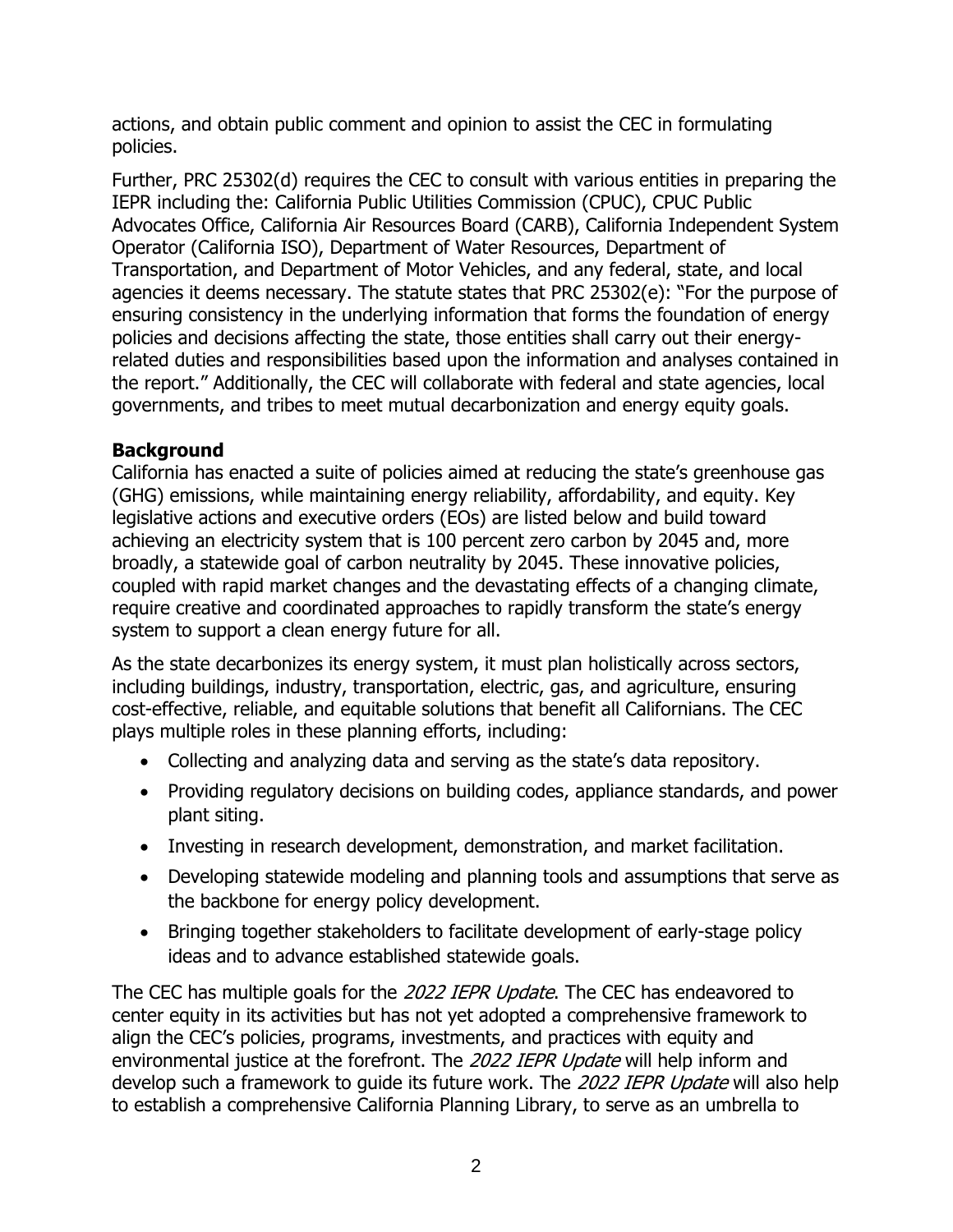actions, and obtain public comment and opinion to assist the CEC in formulating policies.

Further, PRC 25302(d) requires the CEC to consult with various entities in preparing the IEPR including the: California Public Utilities Commission (CPUC), CPUC Public Advocates Office, California Air Resources Board (CARB), California Independent System Operator (California ISO), Department of Water Resources, Department of Transportation, and Department of Motor Vehicles, and any federal, state, and local agencies it deems necessary. The statute states that PRC 25302(e): "For the purpose of ensuring consistency in the underlying information that forms the foundation of energy policies and decisions affecting the state, those entities shall carry out their energy-related duties and responsibilities based upon the information and analyses contained in the report." Additionally, the CEC will collaborate with federal and state agencies, local governments, and tribes to meet mutual decarbonization and energy equity goals.

## Background

California has enacted a suite of policies aimed at reducing the state's greenhouse gas (GHG) emissions, while maintaining energy reliability, affordability, and equity. Key legislative actions and executive orders (EOs) are listed below and build toward achieving an electricity system that is 100 percent zero carbon by 2045 and, more broadly, a statewide goal of carbon neutrality by 2045. These innovative policies, coupled with rapid market changes and the devastating effects of a changing climate, require creative and coordinated approaches to rapidly transform the state's energy system to support a clean energy future for all.

As the state decarbonizes its energy system, it must plan holistically across sectors, including buildings, industry, transportation, electric, gas, and agriculture, ensuring cost-effective, reliable, and equitable solutions that benefit all Californians. The CEC plays multiple roles in these planning efforts, including:

- Collecting and analyzing data and serving as the state's data repository.
- Providing regulatory decisions on building codes, appliance standards, and power plant siting.
- Investing in research development, demonstration, and market facilitation.
- Developing statewide modeling and planning tools and assumptions that serve as the backbone for energy policy development.
- Bringing together stakeholders to facilitate development of early-stage policy ideas and to advance established statewide goals.

The CEC has multiple goals for the *2022 IEPR Update*. The CEC has endeavored to center equity in its activities but has not yet adopted a comprehensive framework to align the CEC's policies, programs, investments, and practices with equity and environmental justice at the forefront. The *2022 IEPR Update* will help inform and develop such a framework to guide its future work. The *2022 IEPR Update* will also help to establish a comprehensive California Planning Library, to serve as an umbrella to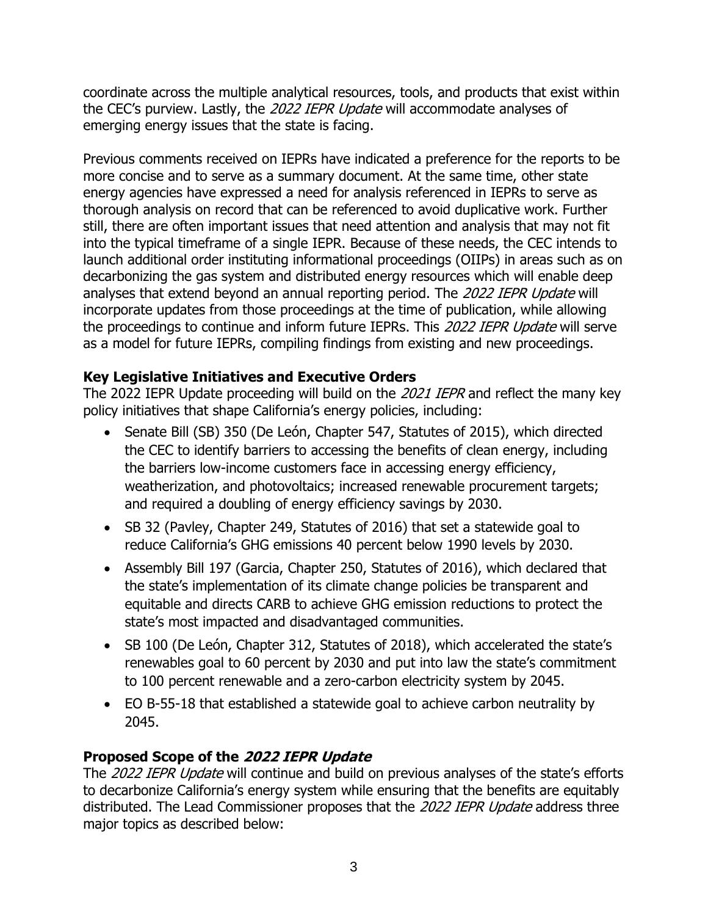coordinate across the multiple analytical resources, tools, and products that exist within the CEC's purview. Lastly, the *2022 IEPR Update* will accommodate analyses of emerging energy issues that the state is facing.

Previous comments received on IEPRs have indicated a preference for the reports to be more concise and to serve as a summary document. At the same time, other state energy agencies have expressed a need for analysis referenced in IEPRs to serve as thorough analysis on record that can be referenced to avoid duplicative work. Further still, there are often important issues that need attention and analysis that may not fit into the typical timeframe of a single IEPR. Because of these needs, the CEC intends to launch additional order instituting informational proceedings (OIIPs) in areas such as on decarbonizing the gas system and distributed energy resources which will enable deep analyses that extend beyond an annual reporting period. The *2022 IEPR Update* will incorporate updates from those proceedings at the time of publication, while allowing the proceedings to continue and inform future IEPRs. This *2022 IEPR Update* will serve as a model for future IEPRs, compiling findings from existing and new proceedings.

**Key Legislative Initiatives and Executive Orders**

The 2022 IEPR Update proceeding will build on the *2021 IEPR* and reflect the many key policy initiatives that shape California's energy policies, including:

- Senate Bill (SB) 350 (De León, Chapter 547, Statutes of 2015), which directed the CEC to identify barriers to accessing the benefits of clean energy, including the barriers low-income customers face in accessing energy efficiency, weatherization, and photovoltaics; increased renewable procurement targets; and required a doubling of energy efficiency savings by 2030.
- SB 32 (Pavley, Chapter 249, Statutes of 2016) that set a statewide goal to reduce California's GHG emissions 40 percent below 1990 levels by 2030.
- Assembly Bill 197 (Garcia, Chapter 250, Statutes of 2016), which declared that the state's implementation of its climate change policies be transparent and equitable and directs CARB to achieve GHG emission reductions to protect the state's most impacted and disadvantaged communities.
- SB 100 (De León, Chapter 312, Statutes of 2018), which accelerated the state's renewables goal to 60 percent by 2030 and put into law the state's commitment to 100 percent renewable and a zero-carbon electricity system by 2045.
- EO B-55-18 that established a statewide goal to achieve carbon neutrality by 2045.

**Proposed Scope of the *2022 IEPR Update***

The *2022 IEPR Update* will continue and build on previous analyses of the state's efforts to decarbonize California's energy system while ensuring that the benefits are equitably distributed. The Lead Commissioner proposes that the *2022 IEPR Update* address three major topics as described below: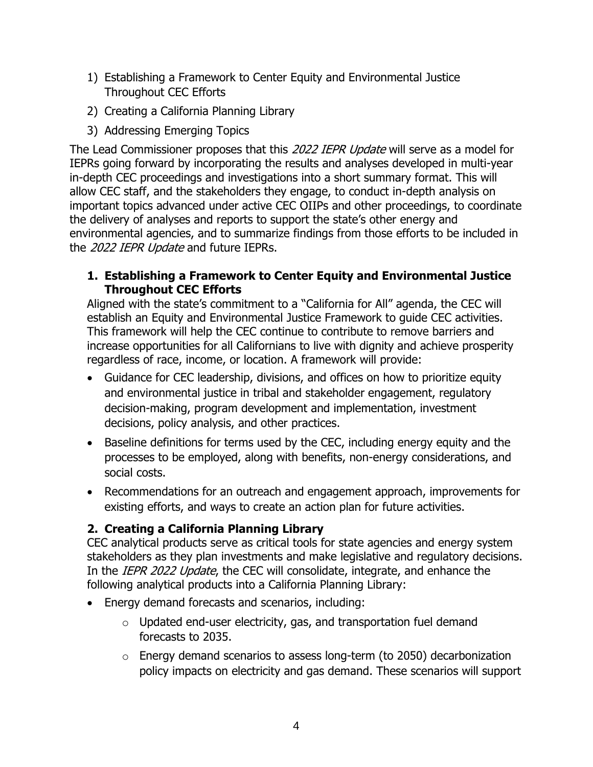1) Establishing a Framework to Center Equity and Environmental Justice Throughout CEC Efforts
2) Creating a California Planning Library
3) Addressing Emerging Topics

The Lead Commissioner proposes that this *2022 IEPR Update* will serve as a model for IEPRs going forward by incorporating the results and analyses developed in multi-year in-depth CEC proceedings and investigations into a short summary format. This will allow CEC staff, and the stakeholders they engage, to conduct in-depth analysis on important topics advanced under active CEC OIIPs and other proceedings, to coordinate the delivery of analyses and reports to support the state's other energy and environmental agencies, and to summarize findings from those efforts to be included in the *2022 IEPR Update* and future IEPRs.

### 1. Establishing a Framework to Center Equity and Environmental Justice Throughout CEC Efforts

Aligned with the state's commitment to a "California for All" agenda, the CEC will establish an Equity and Environmental Justice Framework to guide CEC activities. This framework will help the CEC continue to contribute to remove barriers and increase opportunities for all Californians to live with dignity and achieve prosperity regardless of race, income, or location. A framework will provide:

- Guidance for CEC leadership, divisions, and offices on how to prioritize equity and environmental justice in tribal and stakeholder engagement, regulatory decision-making, program development and implementation, investment decisions, policy analysis, and other practices.
- Baseline definitions for terms used by the CEC, including energy equity and the processes to be employed, along with benefits, non-energy considerations, and social costs.
- Recommendations for an outreach and engagement approach, improvements for existing efforts, and ways to create an action plan for future activities.

### 2. Creating a California Planning Library

CEC analytical products serve as critical tools for state agencies and energy system stakeholders as they plan investments and make legislative and regulatory decisions. In the *IEPR 2022 Update*, the CEC will consolidate, integrate, and enhance the following analytical products into a California Planning Library:

- Energy demand forecasts and scenarios, including:
  - Updated end-user electricity, gas, and transportation fuel demand forecasts to 2035.
  - Energy demand scenarios to assess long-term (to 2050) decarbonization policy impacts on electricity and gas demand. These scenarios will support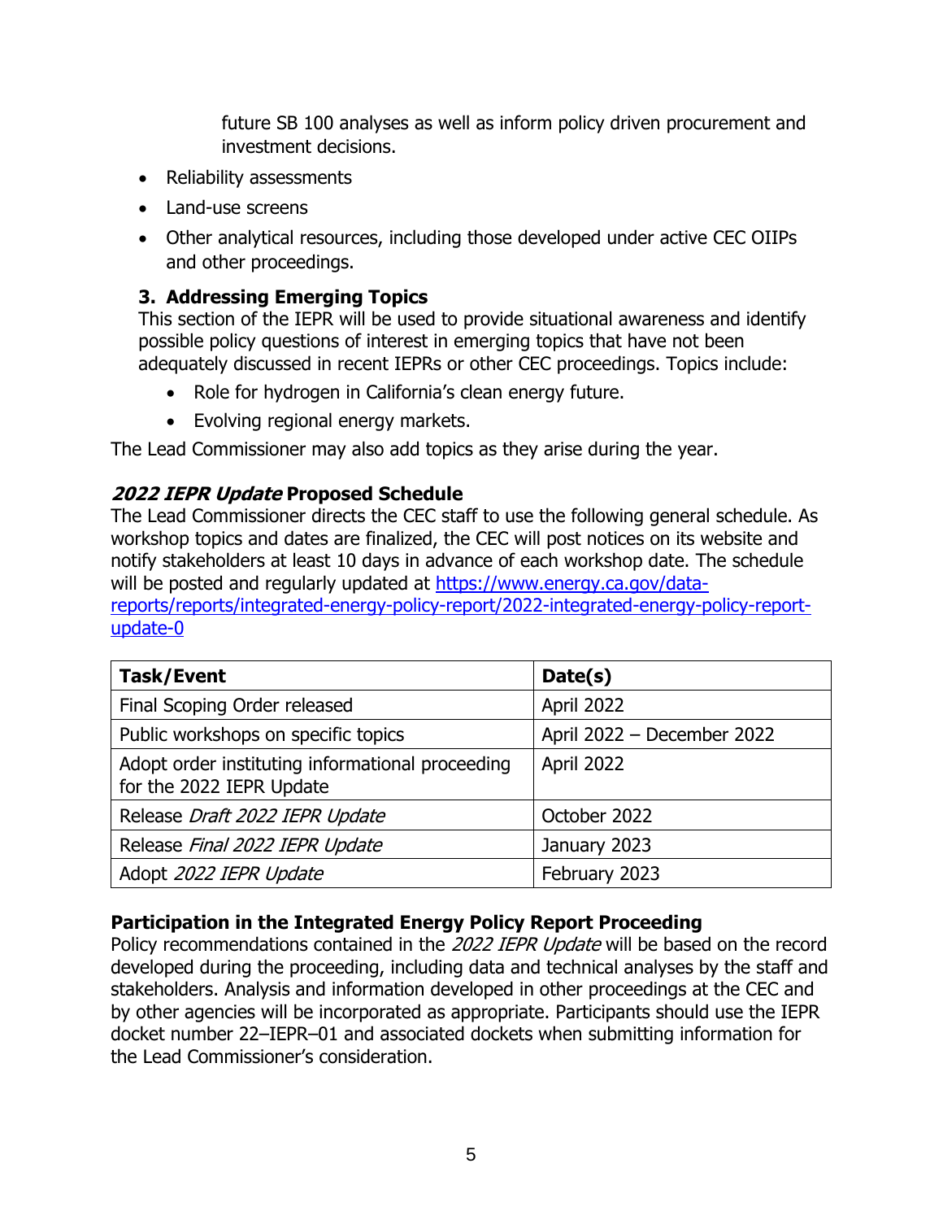future SB 100 analyses as well as inform policy driven procurement and investment decisions.

- Reliability assessments
- Land-use screens
- Other analytical resources, including those developed under active CEC OIIPs and other proceedings.

### 3. Addressing Emerging Topics

This section of the IEPR will be used to provide situational awareness and identify possible policy questions of interest in emerging topics that have not been adequately discussed in recent IEPRs or other CEC proceedings. Topics include:

- Role for hydrogen in California's clean energy future.
- Evolving regional energy markets.

The Lead Commissioner may also add topics as they arise during the year.

## *2022 IEPR Update* Proposed Schedule

The Lead Commissioner directs the CEC staff to use the following general schedule. As workshop topics and dates are finalized, the CEC will post notices on its website and notify stakeholders at least 10 days in advance of each workshop date. The schedule will be posted and regularly updated at [https://www.energy.ca.gov/data-reports/reports/integrated-energy-policy-report/2022-integrated-energy-policy-report-update-0](https://www.energy.ca.gov/data-reports/reports/integrated-energy-policy-report/2022-integrated-energy-policy-report-update-0)

| Task/Event | Date(s) |
|---|---|
| Final Scoping Order released | April 2022 |
| Public workshops on specific topics | April 2022 – December 2022 |
| Adopt order instituting informational proceeding for the 2022 IEPR Update | April 2022 |
| Release *Draft 2022 IEPR Update* | October 2022 |
| Release *Final 2022 IEPR Update* | January 2023 |
| Adopt *2022 IEPR Update* | February 2023 |

## Participation in the Integrated Energy Policy Report Proceeding

Policy recommendations contained in the *2022 IEPR Update* will be based on the record developed during the proceeding, including data and technical analyses by the staff and stakeholders. Analysis and information developed in other proceedings at the CEC and by other agencies will be incorporated as appropriate. Participants should use the IEPR docket number 22–IEPR–01 and associated dockets when submitting information for the Lead Commissioner's consideration.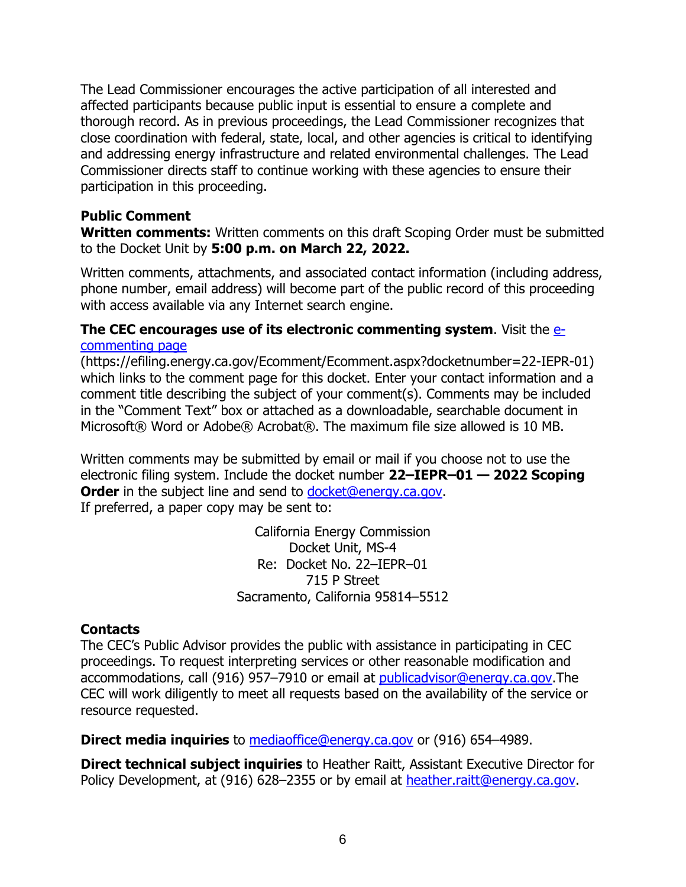The Lead Commissioner encourages the active participation of all interested and affected participants because public input is essential to ensure a complete and thorough record. As in previous proceedings, the Lead Commissioner recognizes that close coordination with federal, state, local, and other agencies is critical to identifying and addressing energy infrastructure and related environmental challenges. The Lead Commissioner directs staff to continue working with these agencies to ensure their participation in this proceeding.

**Public Comment**

**Written comments:** Written comments on this draft Scoping Order must be submitted to the Docket Unit by **5:00 p.m. on March 22, 2022.**

Written comments, attachments, and associated contact information (including address, phone number, email address) will become part of the public record of this proceeding with access available via any Internet search engine.

**The CEC encourages use of its electronic commenting system**. Visit the e-commenting page (https://efiling.energy.ca.gov/Ecomment/Ecomment.aspx?docketnumber=22-IEPR-01) which links to the comment page for this docket. Enter your contact information and a comment title describing the subject of your comment(s). Comments may be included in the "Comment Text" box or attached as a downloadable, searchable document in Microsoft® Word or Adobe® Acrobat®. The maximum file size allowed is 10 MB.

Written comments may be submitted by email or mail if you choose not to use the electronic filing system. Include the docket number **22–IEPR–01 — 2022 Scoping Order** in the subject line and send to docket@energy.ca.gov.
If preferred, a paper copy may be sent to:

California Energy Commission
Docket Unit, MS-4
Re: Docket No. 22–IEPR–01
715 P Street
Sacramento, California 95814–5512

**Contacts**

The CEC's Public Advisor provides the public with assistance in participating in CEC proceedings. To request interpreting services or other reasonable modification and accommodations, call (916) 957–7910 or email at publicadvisor@energy.ca.gov.The CEC will work diligently to meet all requests based on the availability of the service or resource requested.

**Direct media inquiries** to mediaoffice@energy.ca.gov or (916) 654–4989.

**Direct technical subject inquiries** to Heather Raitt, Assistant Executive Director for Policy Development, at (916) 628–2355 or by email at heather.raitt@energy.ca.gov.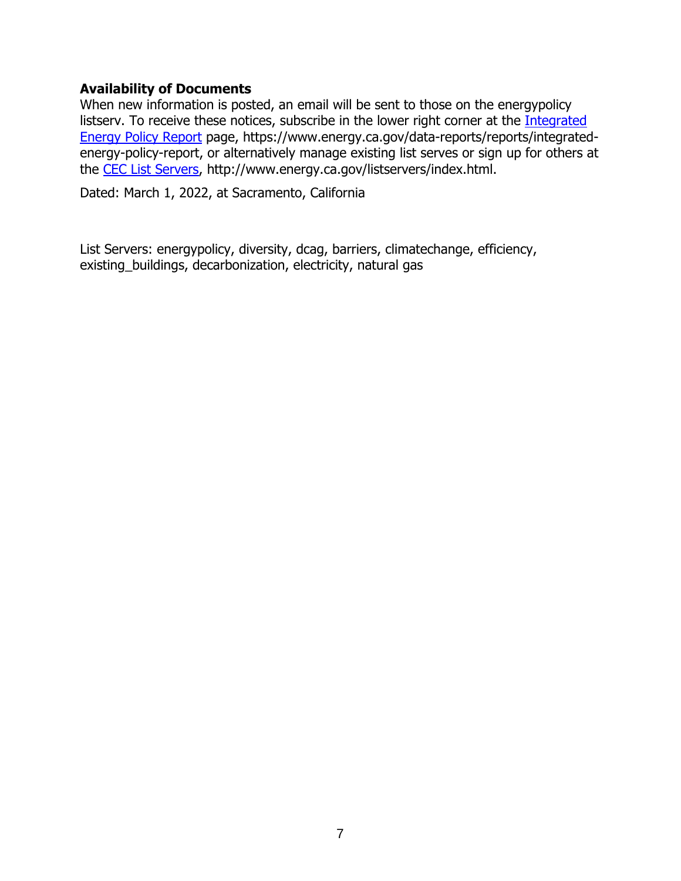**Availability of Documents**

When new information is posted, an email will be sent to those on the energypolicy listserv. To receive these notices, subscribe in the lower right corner at the [Integrated Energy Policy Report](https://www.energy.ca.gov/data-reports/reports/integrated-energy-policy-report) page, https://www.energy.ca.gov/data-reports/reports/integrated-energy-policy-report, or alternatively manage existing list serves or sign up for others at the [CEC List Servers](http://www.energy.ca.gov/listservers/index.html), http://www.energy.ca.gov/listservers/index.html.

Dated: March 1, 2022, at Sacramento, California

List Servers: energypolicy, diversity, dcag, barriers, climatechange, efficiency, existing_buildings, decarbonization, electricity, natural gas